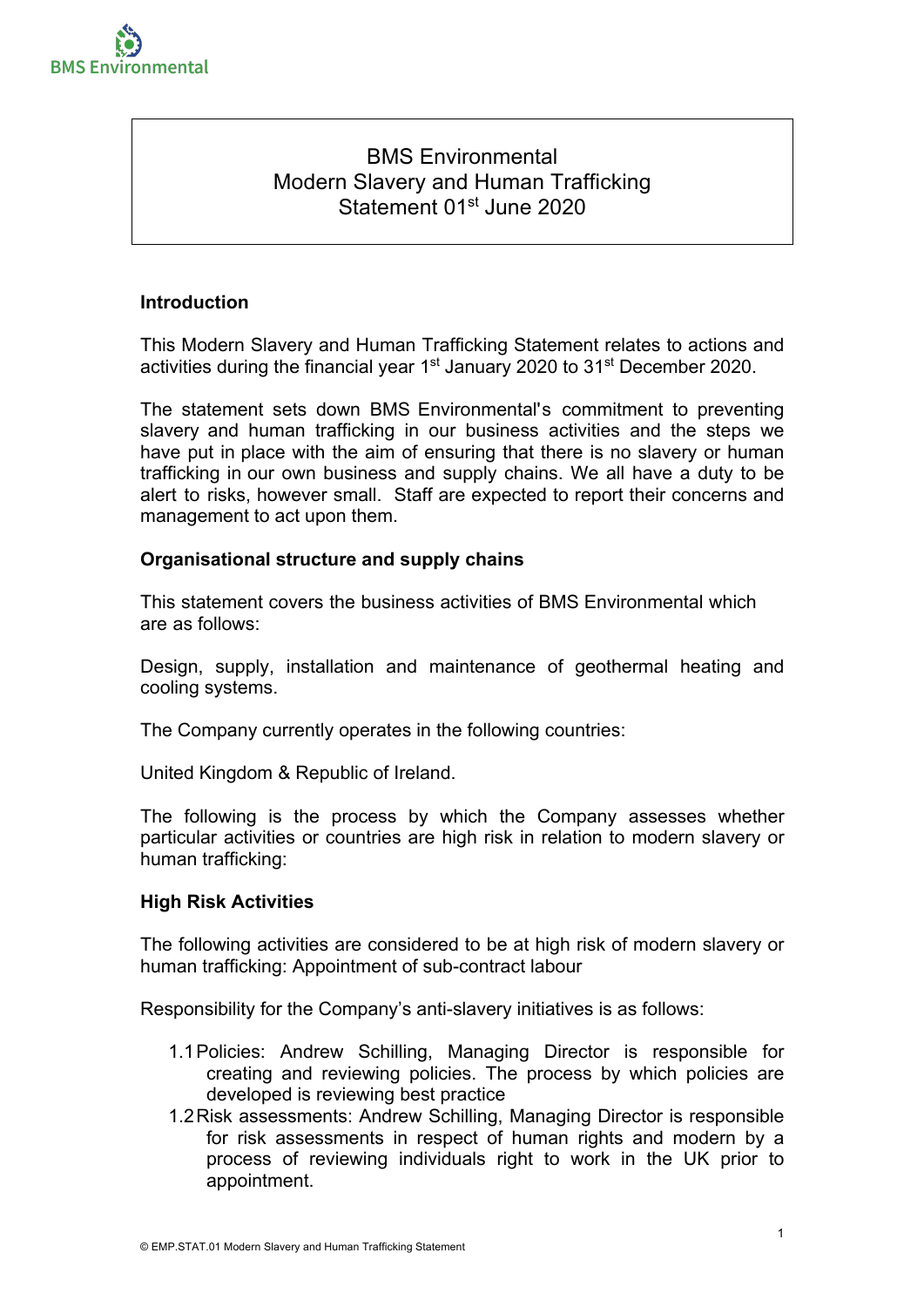BMS Environmental

# BMS Environmental Modern Slavery and Human Trafficking Statement 01st June 2020

## Introduction

This Modern Slavery and Human Trafficking Statement relates to actions and activities during the financial year 1st January 2020 to 31st December 2020.

The statement sets down BMS Environmental's commitment to preventing slavery and human trafficking in our business activities and the steps we have put in place with the aim of ensuring that there is no slavery or human trafficking in our own business and supply chains. We all have a duty to be alert to risks, however small. Staff are expected to report their concerns and management to act upon them.

## Organisational structure and supply chains

This statement covers the business activities of BMS Environmental which are as follows:

Design, supply, installation and maintenance of geothermal heating and cooling systems.

The Company currently operates in the following countries:

United Kingdom & Republic of Ireland.

The following is the process by which the Company assesses whether particular activities or countries are high risk in relation to modern slavery or human trafficking:

## High Risk Activities

The following activities are considered to be at high risk of modern slavery or human trafficking: Appointment of sub-contract labour

Responsibility for the Company's anti-slavery initiatives is as follows:

1.1 Policies: Andrew Schilling, Managing Director is responsible for creating and reviewing policies. The process by which policies are developed is reviewing best practice
1.2 Risk assessments: Andrew Schilling, Managing Director is responsible for risk assessments in respect of human rights and modern by a process of reviewing individuals right to work in the UK prior to appointment.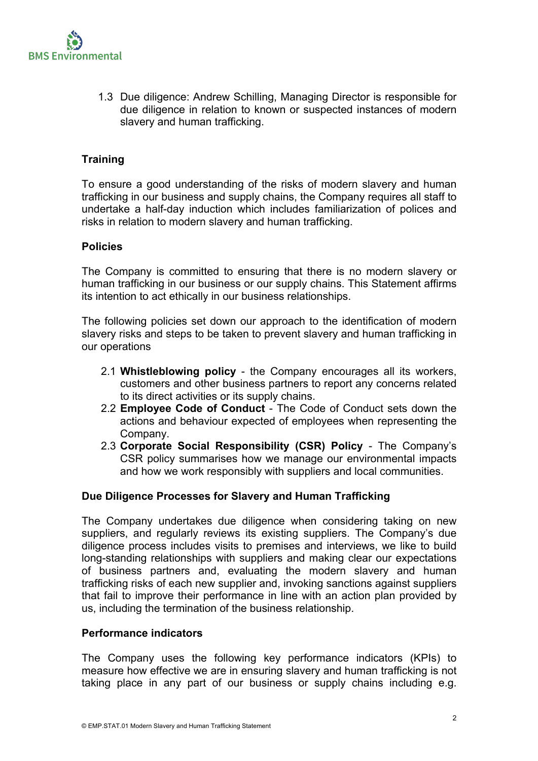1.3 Due diligence: Andrew Schilling, Managing Director is responsible for due diligence in relation to known or suspected instances of modern slavery and human trafficking.

**Training**

To ensure a good understanding of the risks of modern slavery and human trafficking in our business and supply chains, the Company requires all staff to undertake a half-day induction which includes familiarization of polices and risks in relation to modern slavery and human trafficking.

**Policies**

The Company is committed to ensuring that there is no modern slavery or human trafficking in our business or our supply chains. This Statement affirms its intention to act ethically in our business relationships.

The following policies set down our approach to the identification of modern slavery risks and steps to be taken to prevent slavery and human trafficking in our operations

2.1 **Whistleblowing policy** - the Company encourages all its workers, customers and other business partners to report any concerns related to its direct activities or its supply chains.
2.2 **Employee Code of Conduct** - The Code of Conduct sets down the actions and behaviour expected of employees when representing the Company.
2.3 **Corporate Social Responsibility (CSR) Policy** - The Company's CSR policy summarises how we manage our environmental impacts and how we work responsibly with suppliers and local communities.

**Due Diligence Processes for Slavery and Human Trafficking**

The Company undertakes due diligence when considering taking on new suppliers, and regularly reviews its existing suppliers. The Company's due diligence process includes visits to premises and interviews, we like to build long-standing relationships with suppliers and making clear our expectations of business partners and, evaluating the modern slavery and human trafficking risks of each new supplier and, invoking sanctions against suppliers that fail to improve their performance in line with an action plan provided by us, including the termination of the business relationship.

**Performance indicators**

The Company uses the following key performance indicators (KPIs) to measure how effective we are in ensuring slavery and human trafficking is not taking place in any part of our business or supply chains including e.g.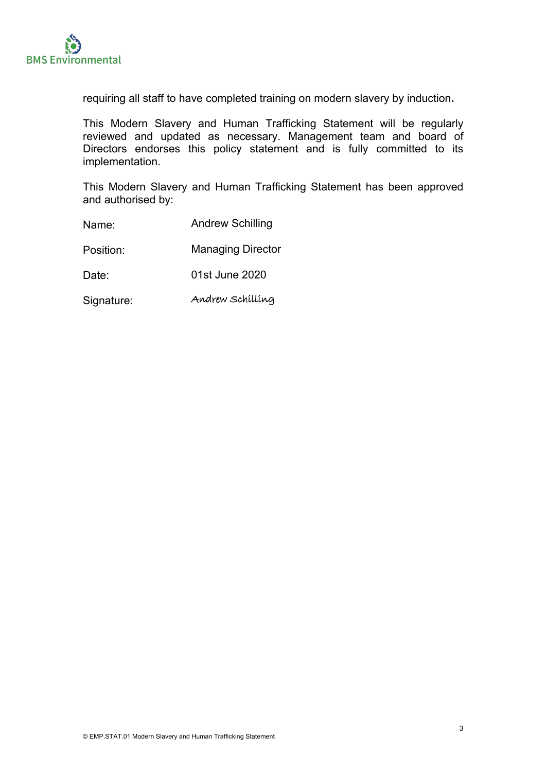requiring all staff to have completed training on modern slavery by induction**.**

This Modern Slavery and Human Trafficking Statement will be regularly reviewed and updated as necessary. Management team and board of Directors endorses this policy statement and is fully committed to its implementation.

This Modern Slavery and Human Trafficking Statement has been approved and authorised by:

| | |
|---|---|
| Name: | Andrew Schilling |
| Position: | Managing Director |
| Date: | 01st June 2020 |
| Signature: | *Andrew Schilling* |